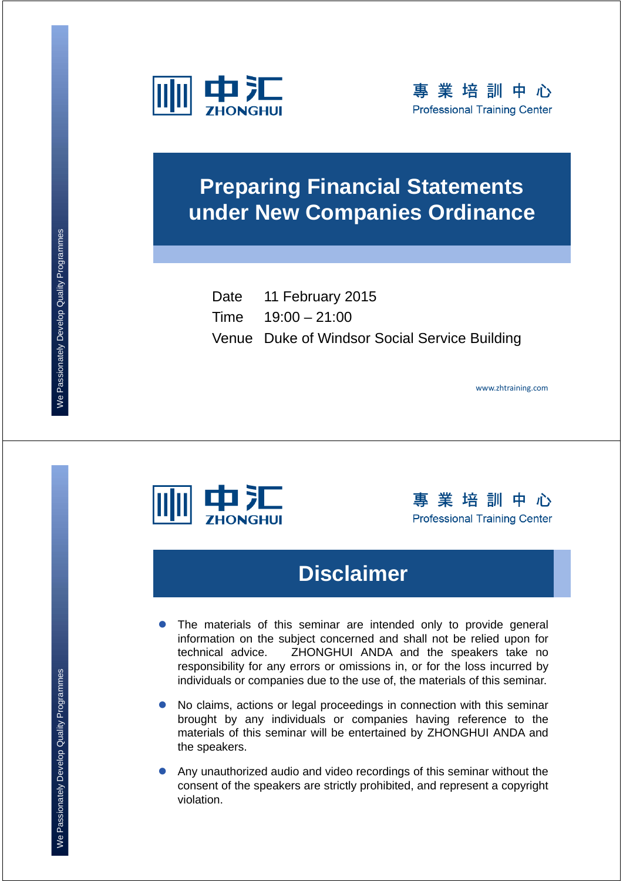中汇 ZHONGHUI

專 業 培 訓 中 心
Professional Training Center

# Preparing Financial Statements under New Companies Ordinance

Date 11 February 2015
Time 19:00 – 21:00
Venue Duke of Windsor Social Service Building

www.zhtraining.com

We Passionately Develop Quality Programmes

---

中汇 ZHONGHUI

專 業 培 訓 中 心
Professional Training Center

# Disclaimer

- The materials of this seminar are intended only to provide general information on the subject concerned and shall not be relied upon for technical advice. ZHONGHUI ANDA and the speakers take no responsibility for any errors or omissions in, or for the loss incurred by individuals or companies due to the use of, the materials of this seminar.
- No claims, actions or legal proceedings in connection with this seminar brought by any individuals or companies having reference to the materials of this seminar will be entertained by ZHONGHUI ANDA and the speakers.
- Any unauthorized audio and video recordings of this seminar without the consent of the speakers are strictly prohibited, and represent a copyright violation.

We Passionately Develop Quality Programmes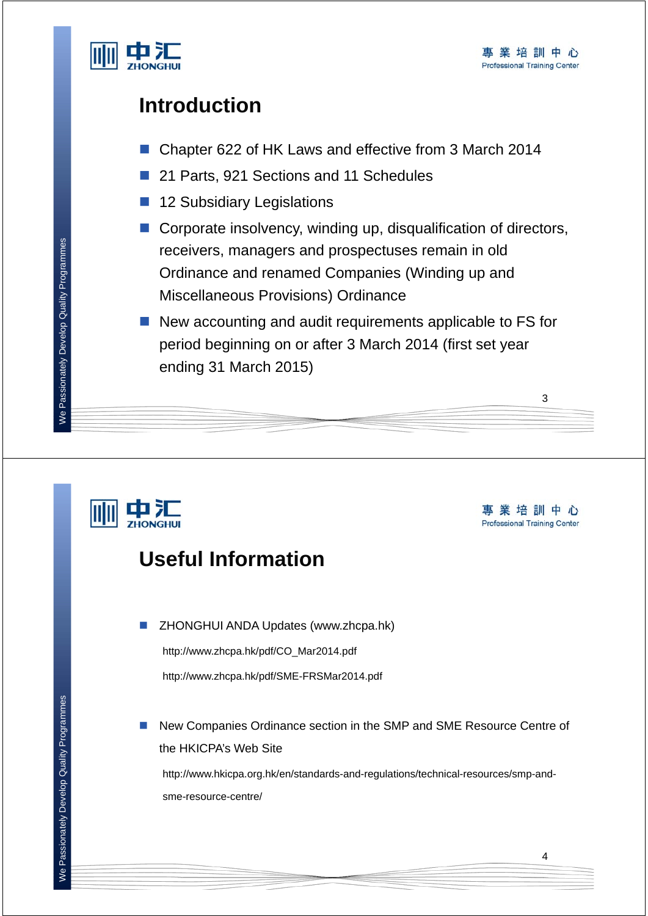## Introduction

- Chapter 622 of HK Laws and effective from 3 March 2014
- 21 Parts, 921 Sections and 11 Schedules
- 12 Subsidiary Legislations
- Corporate insolvency, winding up, disqualification of directors, receivers, managers and prospectuses remain in old Ordinance and renamed Companies (Winding up and Miscellaneous Provisions) Ordinance
- New accounting and audit requirements applicable to FS for period beginning on or after 3 March 2014 (first set year ending 31 March 2015)

## Useful Information

- ZHONGHUI ANDA Updates (www.zhcpa.hk)

  http://www.zhcpa.hk/pdf/CO_Mar2014.pdf

  http://www.zhcpa.hk/pdf/SME-FRSMar2014.pdf

- New Companies Ordinance section in the SMP and SME Resource Centre of the HKICPA's Web Site

  http://www.hkicpa.org.hk/en/standards-and-regulations/technical-resources/smp-and-sme-resource-centre/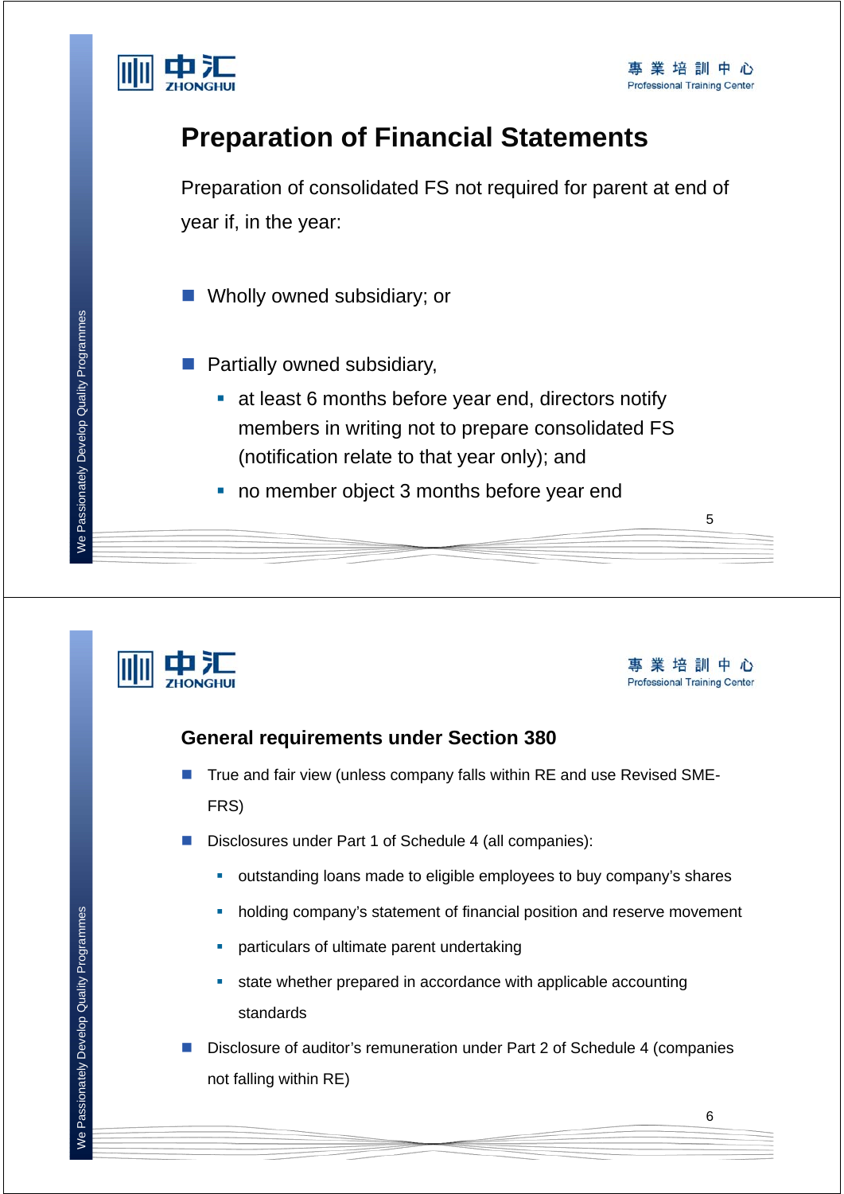## Preparation of Financial Statements

Preparation of consolidated FS not required for parent at end of year if, in the year:

- Wholly owned subsidiary; or
- Partially owned subsidiary,
  - at least 6 months before year end, directors notify members in writing not to prepare consolidated FS (notification relate to that year only); and
  - no member object 3 months before year end

### General requirements under Section 380

- True and fair view (unless company falls within RE and use Revised SME-FRS)
- Disclosures under Part 1 of Schedule 4 (all companies):
  - outstanding loans made to eligible employees to buy company's shares
  - holding company's statement of financial position and reserve movement
  - particulars of ultimate parent undertaking
  - state whether prepared in accordance with applicable accounting standards
- Disclosure of auditor's remuneration under Part 2 of Schedule 4 (companies not falling within RE)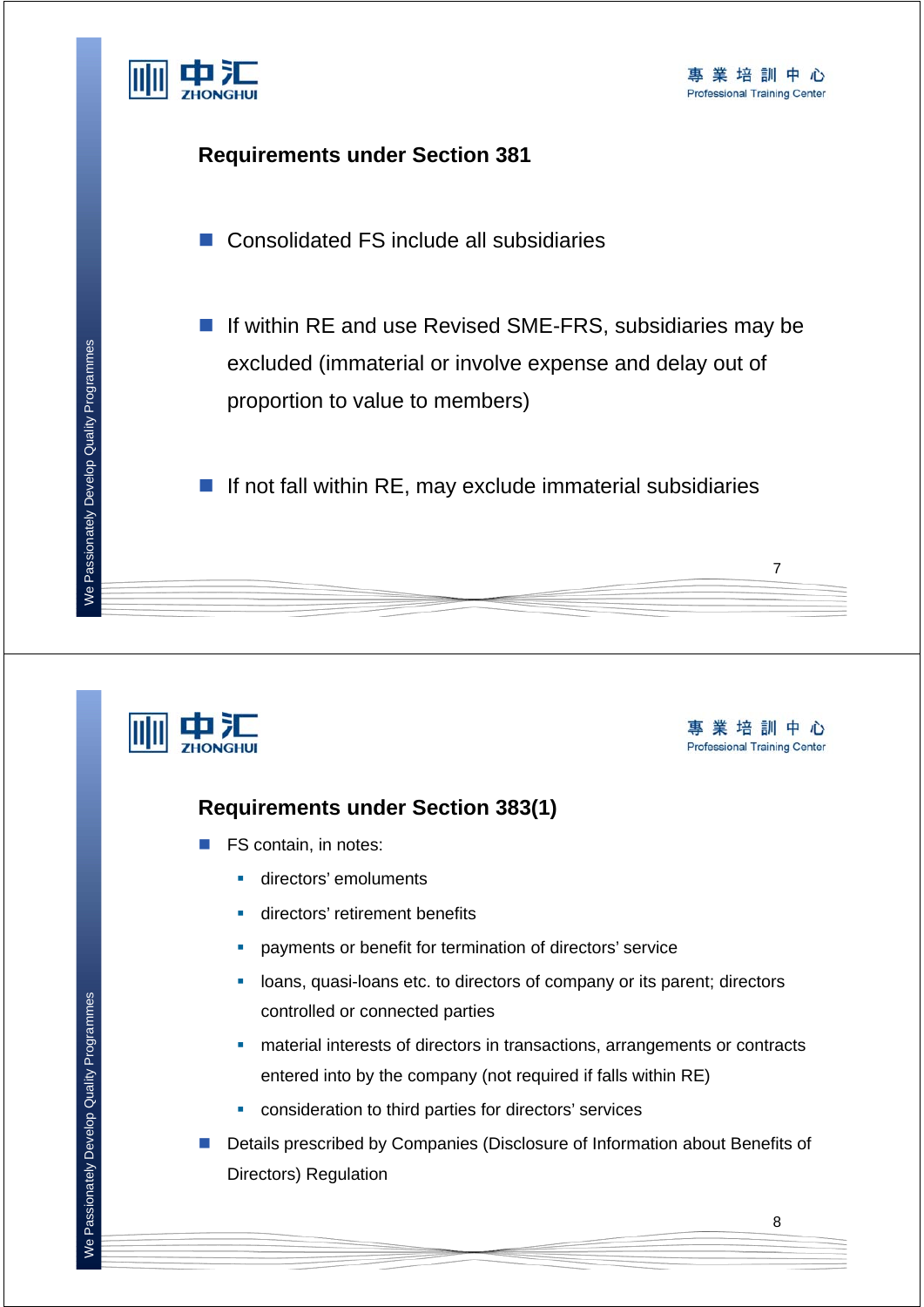## Requirements under Section 381

- Consolidated FS include all subsidiaries
- If within RE and use Revised SME-FRS, subsidiaries may be excluded (immaterial or involve expense and delay out of proportion to value to members)
- If not fall within RE, may exclude immaterial subsidiaries

## Requirements under Section 383(1)

- FS contain, in notes:
  - directors' emoluments
  - directors' retirement benefits
  - payments or benefit for termination of directors' service
  - loans, quasi-loans etc. to directors of company or its parent; directors controlled or connected parties
  - material interests of directors in transactions, arrangements or contracts entered into by the company (not required if falls within RE)
  - consideration to third parties for directors' services
- Details prescribed by Companies (Disclosure of Information about Benefits of Directors) Regulation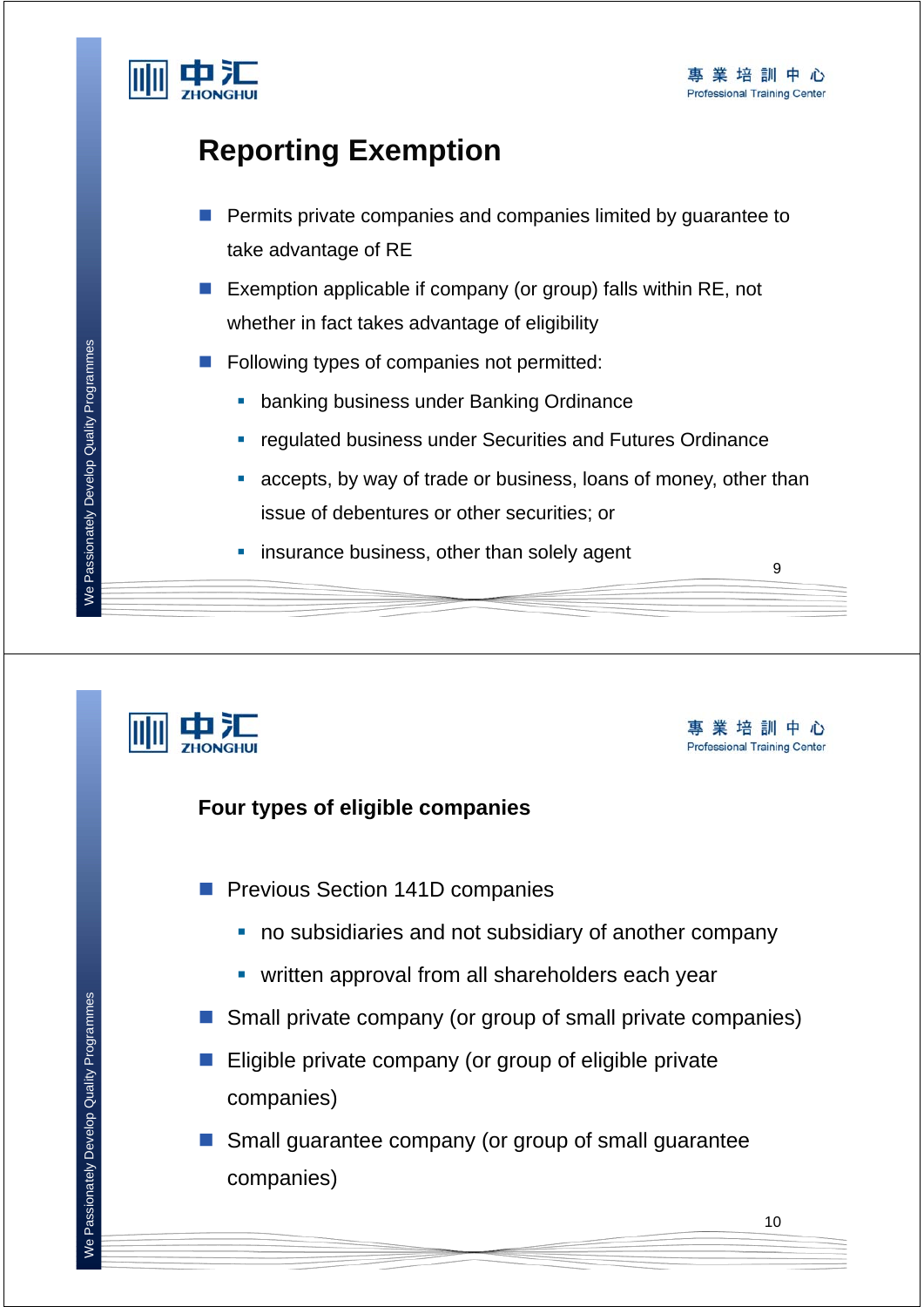## Reporting Exemption

- Permits private companies and companies limited by guarantee to take advantage of RE
- Exemption applicable if company (or group) falls within RE, not whether in fact takes advantage of eligibility
- Following types of companies not permitted:
  - banking business under Banking Ordinance
  - regulated business under Securities and Futures Ordinance
  - accepts, by way of trade or business, loans of money, other than issue of debentures or other securities; or
  - insurance business, other than solely agent

### Four types of eligible companies

- Previous Section 141D companies
  - no subsidiaries and not subsidiary of another company
  - written approval from all shareholders each year
- Small private company (or group of small private companies)
- Eligible private company (or group of eligible private companies)
- Small guarantee company (or group of small guarantee companies)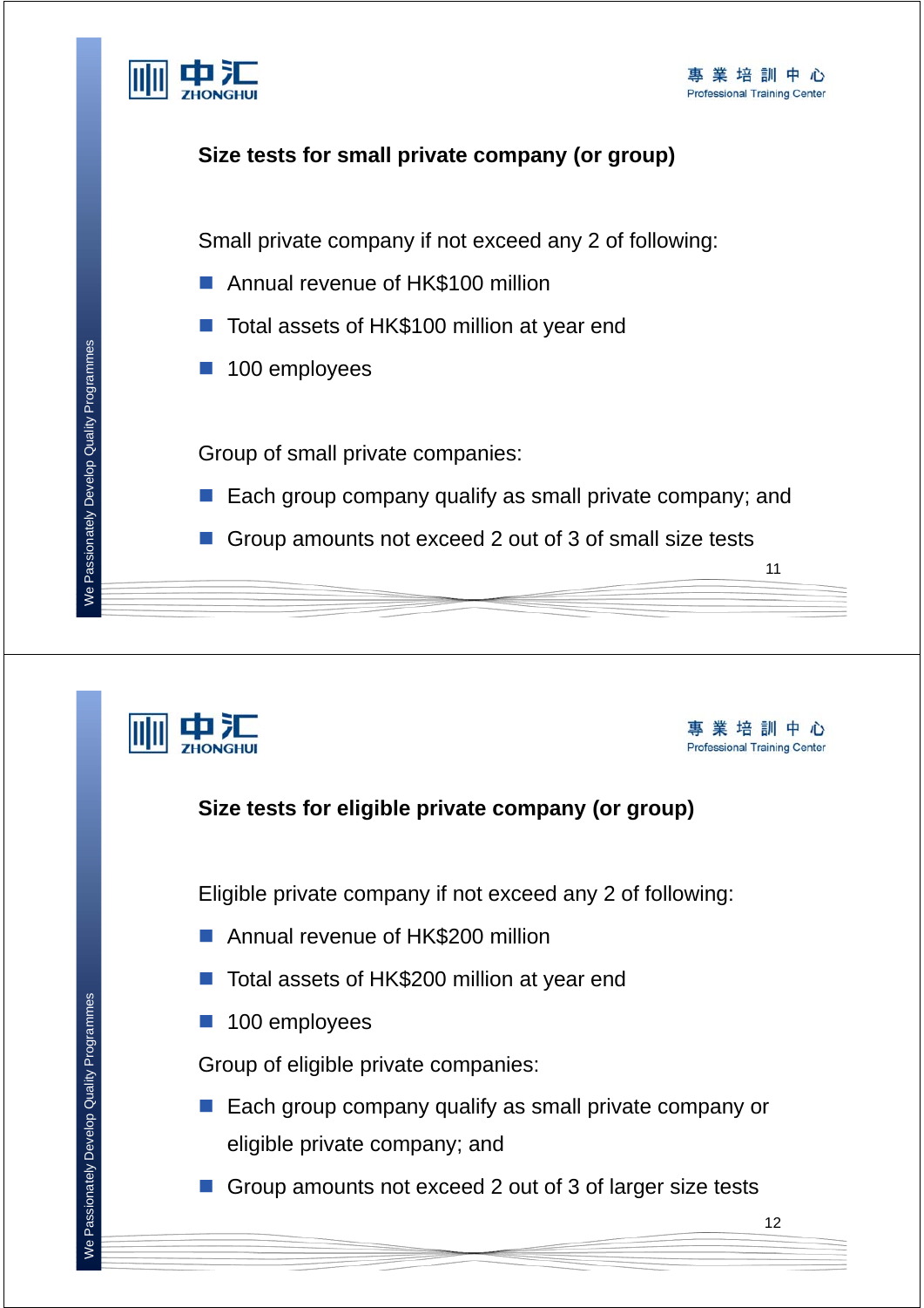## Size tests for small private company (or group)

Small private company if not exceed any 2 of following:

- Annual revenue of HK$100 million
- Total assets of HK$100 million at year end
- 100 employees

Group of small private companies:

- Each group company qualify as small private company; and
- Group amounts not exceed 2 out of 3 of small size tests

## Size tests for eligible private company (or group)

Eligible private company if not exceed any 2 of following:

- Annual revenue of HK$200 million
- Total assets of HK$200 million at year end
- 100 employees

Group of eligible private companies:

- Each group company qualify as small private company or eligible private company; and
- Group amounts not exceed 2 out of 3 of larger size tests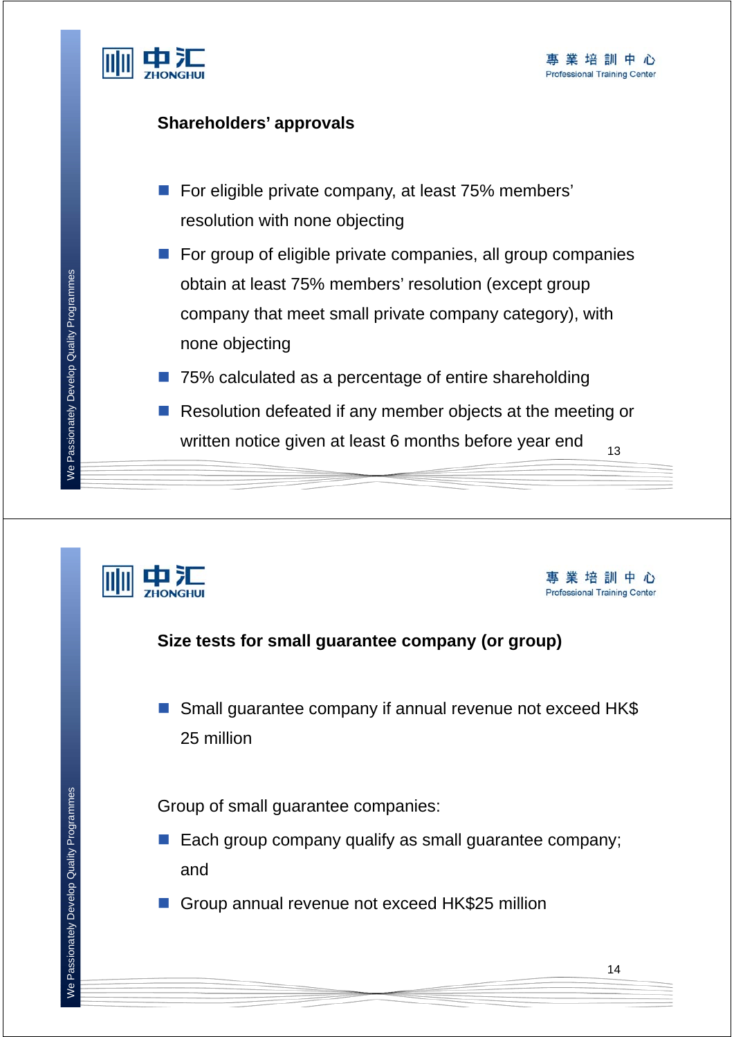## Shareholders' approvals

- For eligible private company, at least 75% members' resolution with none objecting
- For group of eligible private companies, all group companies obtain at least 75% members' resolution (except group company that meet small private company category), with none objecting
- 75% calculated as a percentage of entire shareholding
- Resolution defeated if any member objects at the meeting or written notice given at least 6 months before year end

## Size tests for small guarantee company (or group)

- Small guarantee company if annual revenue not exceed HK$ 25 million

Group of small guarantee companies:

- Each group company qualify as small guarantee company; and
- Group annual revenue not exceed HK$25 million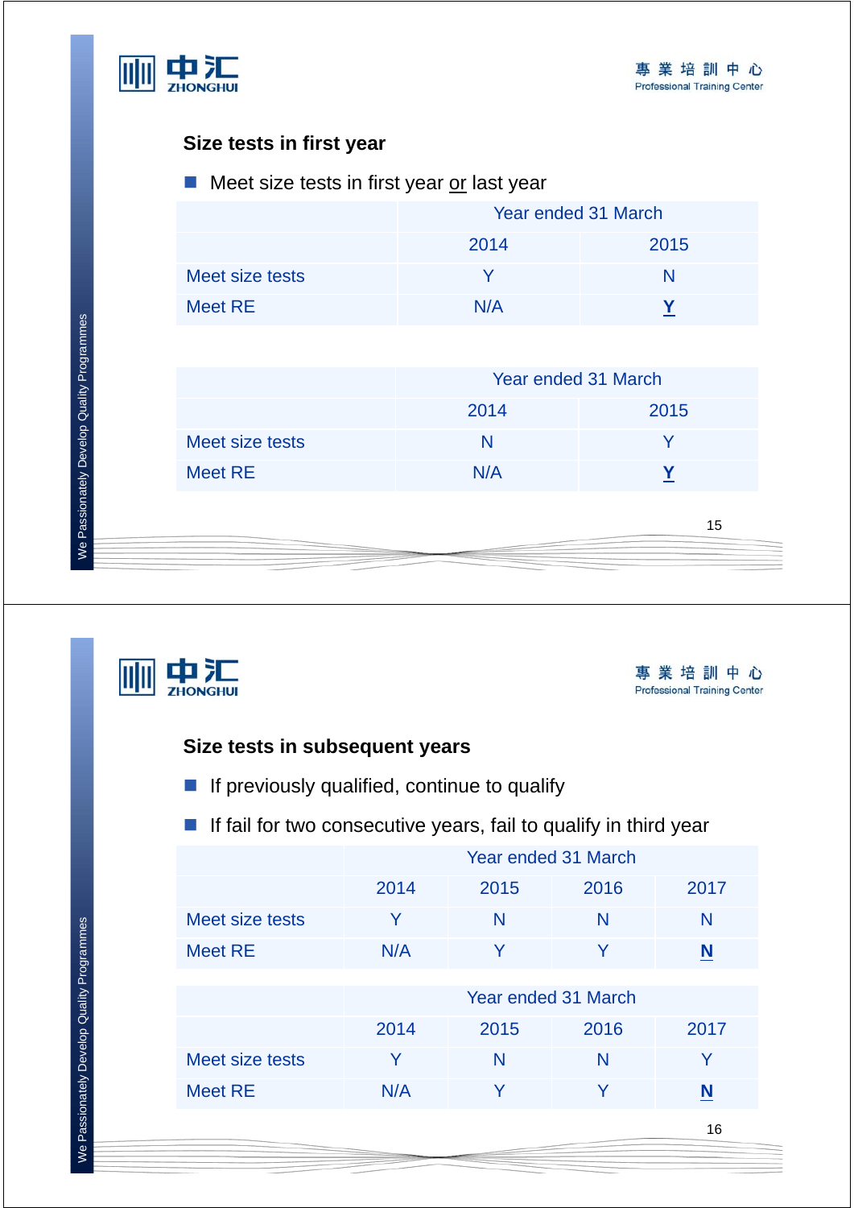## Size tests in first year

- Meet size tests in first year <u>or</u> last year

| | Year ended 31 March | |
|---|---|---|
| | 2014 | 2015 |
| Meet size tests | Y | N |
| Meet RE | N/A | **<u>Y</u>** |

| | Year ended 31 March | |
|---|---|---|
| | 2014 | 2015 |
| Meet size tests | N | Y |
| Meet RE | N/A | **<u>Y</u>** |

## Size tests in subsequent years

- If previously qualified, continue to qualify
- If fail for two consecutive years, fail to qualify in third year

| | Year ended 31 March | | | |
|---|---|---|---|---|
| | 2014 | 2015 | 2016 | 2017 |
| Meet size tests | Y | N | N | N |
| Meet RE | N/A | Y | Y | **<u>N</u>** |

| | Year ended 31 March | | | |
|---|---|---|---|---|
| | 2014 | 2015 | 2016 | 2017 |
| Meet size tests | Y | N | N | Y |
| Meet RE | N/A | Y | Y | **<u>N</u>** |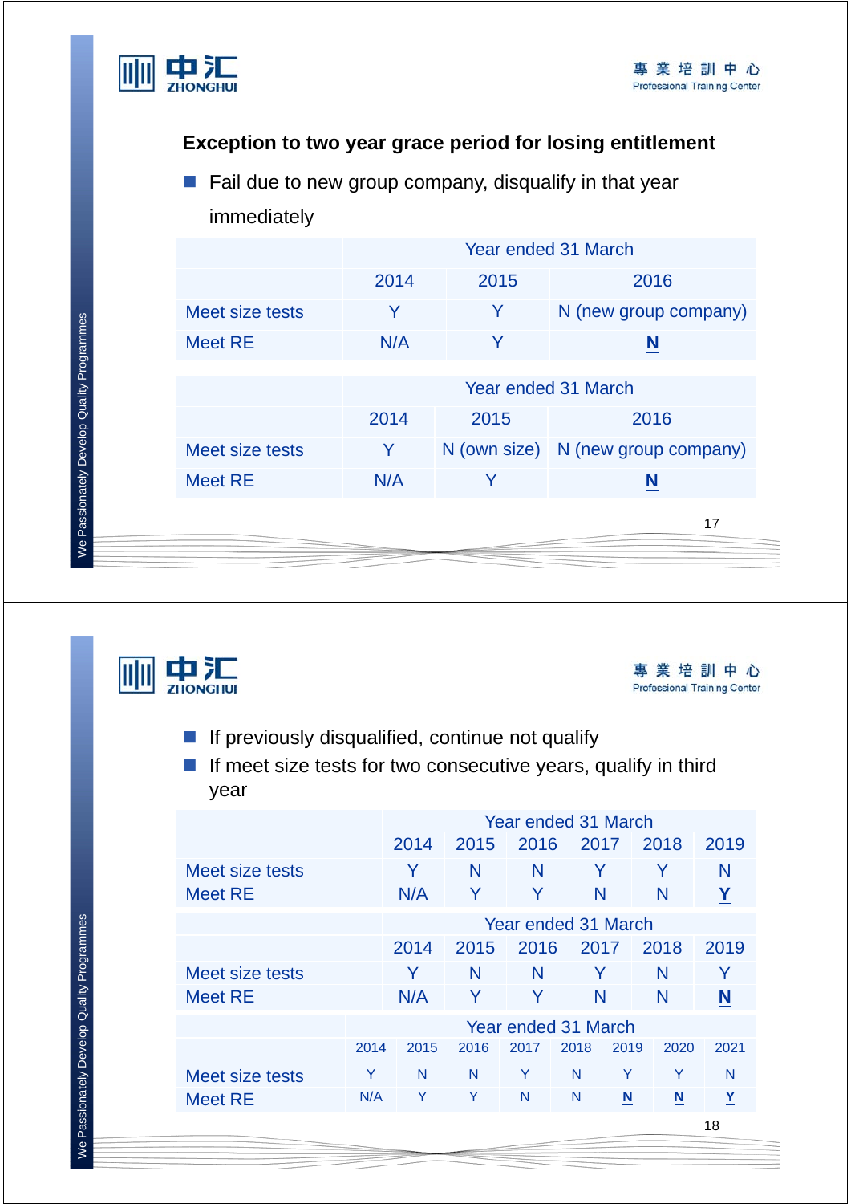## Exception to two year grace period for losing entitlement

- Fail due to new group company, disqualify in that year immediately

| | Year ended 31 March | | |
|---|---|---|---|
| | 2014 | 2015 | 2016 |
| Meet size tests | Y | Y | N (new group company) |
| Meet RE | N/A | Y | **N** |

| | Year ended 31 March | | |
|---|---|---|---|
| | 2014 | 2015 | 2016 |
| Meet size tests | Y | N (own size) | N (new group company) |
| Meet RE | N/A | Y | **N** |

- If previously disqualified, continue not qualify
- If meet size tests for two consecutive years, qualify in third year

| | Year ended 31 March | | | | | |
|---|---|---|---|---|---|---|
| | 2014 | 2015 | 2016 | 2017 | 2018 | 2019 |
| Meet size tests | Y | N | N | Y | Y | N |
| Meet RE | N/A | Y | Y | N | N | **Y** |

| | Year ended 31 March | | | | | |
|---|---|---|---|---|---|---|
| | 2014 | 2015 | 2016 | 2017 | 2018 | 2019 |
| Meet size tests | Y | N | N | Y | N | Y |
| Meet RE | N/A | Y | Y | N | N | **N** |

| | Year ended 31 March | | | | | | | |
|---|---|---|---|---|---|---|---|---|
| | 2014 | 2015 | 2016 | 2017 | 2018 | 2019 | 2020 | 2021 |
| Meet size tests | Y | N | N | Y | N | Y | Y | N |
| Meet RE | N/A | Y | Y | N | N | **N** | **N** | **Y** |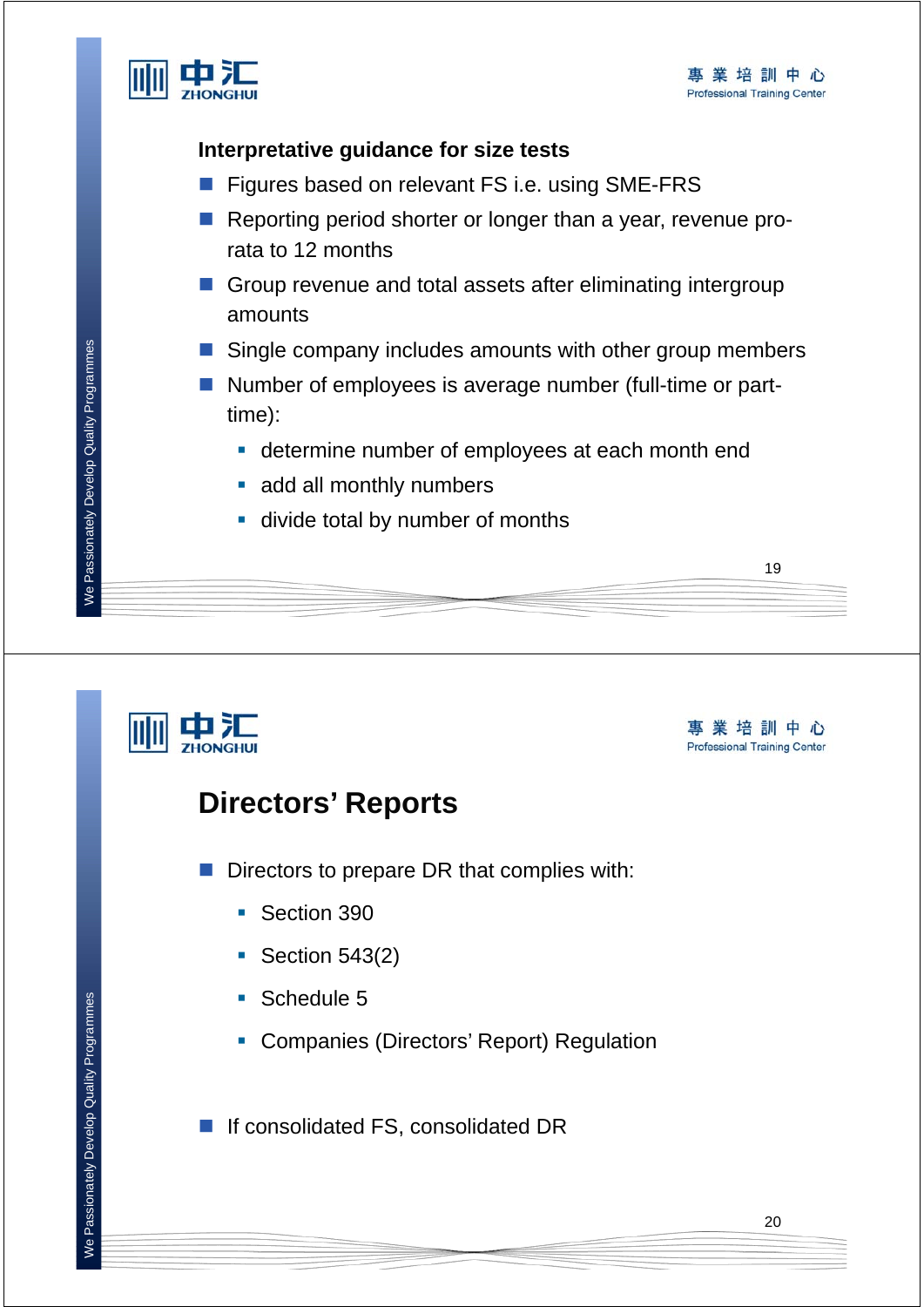### Interpretative guidance for size tests

- Figures based on relevant FS i.e. using SME-FRS
- Reporting period shorter or longer than a year, revenue pro-rata to 12 months
- Group revenue and total assets after eliminating intergroup amounts
- Single company includes amounts with other group members
- Number of employees is average number (full-time or part-time):
  - determine number of employees at each month end
  - add all monthly numbers
  - divide total by number of months

## Directors' Reports

- Directors to prepare DR that complies with:
  - Section 390
  - Section 543(2)
  - Schedule 5
  - Companies (Directors' Report) Regulation
- If consolidated FS, consolidated DR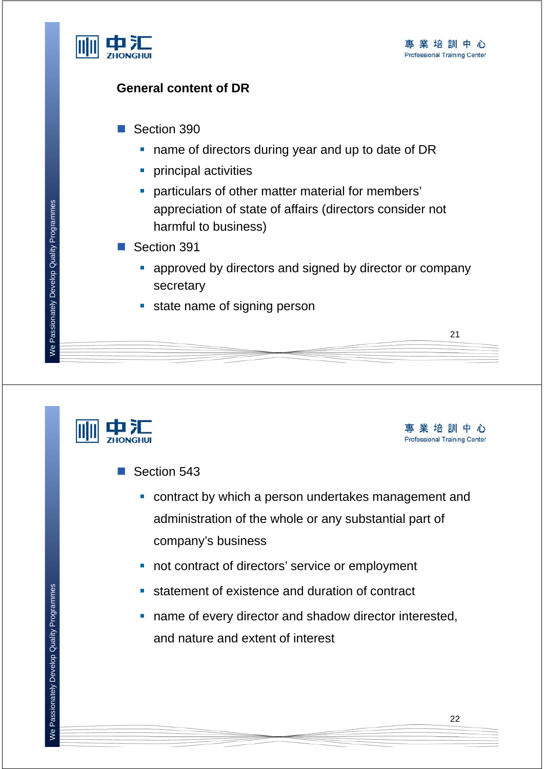## General content of DR

- Section 390
  - name of directors during year and up to date of DR
  - principal activities
  - particulars of other matter material for members' appreciation of state of affairs (directors consider not harmful to business)
- Section 391
  - approved by directors and signed by director or company secretary
  - state name of signing person

---

- Section 543
  - contract by which a person undertakes management and administration of the whole or any substantial part of company's business
  - not contract of directors' service or employment
  - statement of existence and duration of contract
  - name of every director and shadow director interested, and nature and extent of interest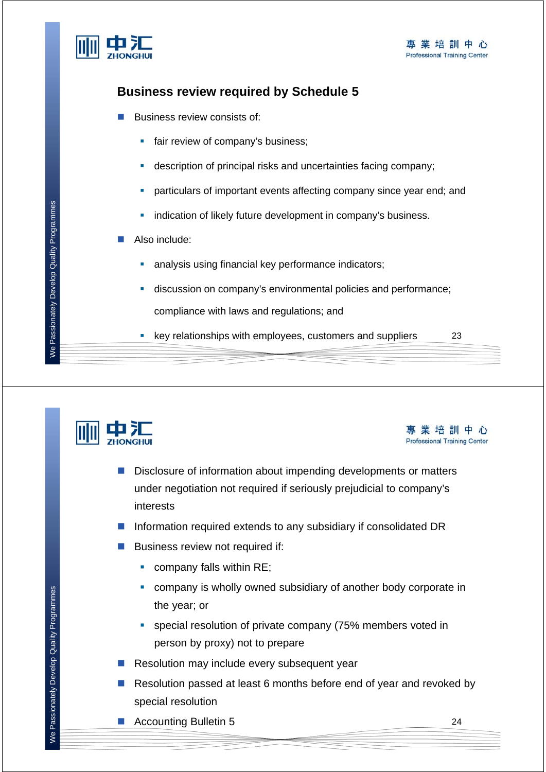## Business review required by Schedule 5

- Business review consists of:
  - fair review of company's business;
  - description of principal risks and uncertainties facing company;
  - particulars of important events affecting company since year end; and
  - indication of likely future development in company's business.
- Also include:
  - analysis using financial key performance indicators;
  - discussion on company's environmental policies and performance; compliance with laws and regulations; and
  - key relationships with employees, customers and suppliers

---

- Disclosure of information about impending developments or matters under negotiation not required if seriously prejudicial to company's interests
- Information required extends to any subsidiary if consolidated DR
- Business review not required if:
  - company falls within RE;
  - company is wholly owned subsidiary of another body corporate in the year; or
  - special resolution of private company (75% members voted in person by proxy) not to prepare
- Resolution may include every subsequent year
- Resolution passed at least 6 months before end of year and revoked by special resolution
- Accounting Bulletin 5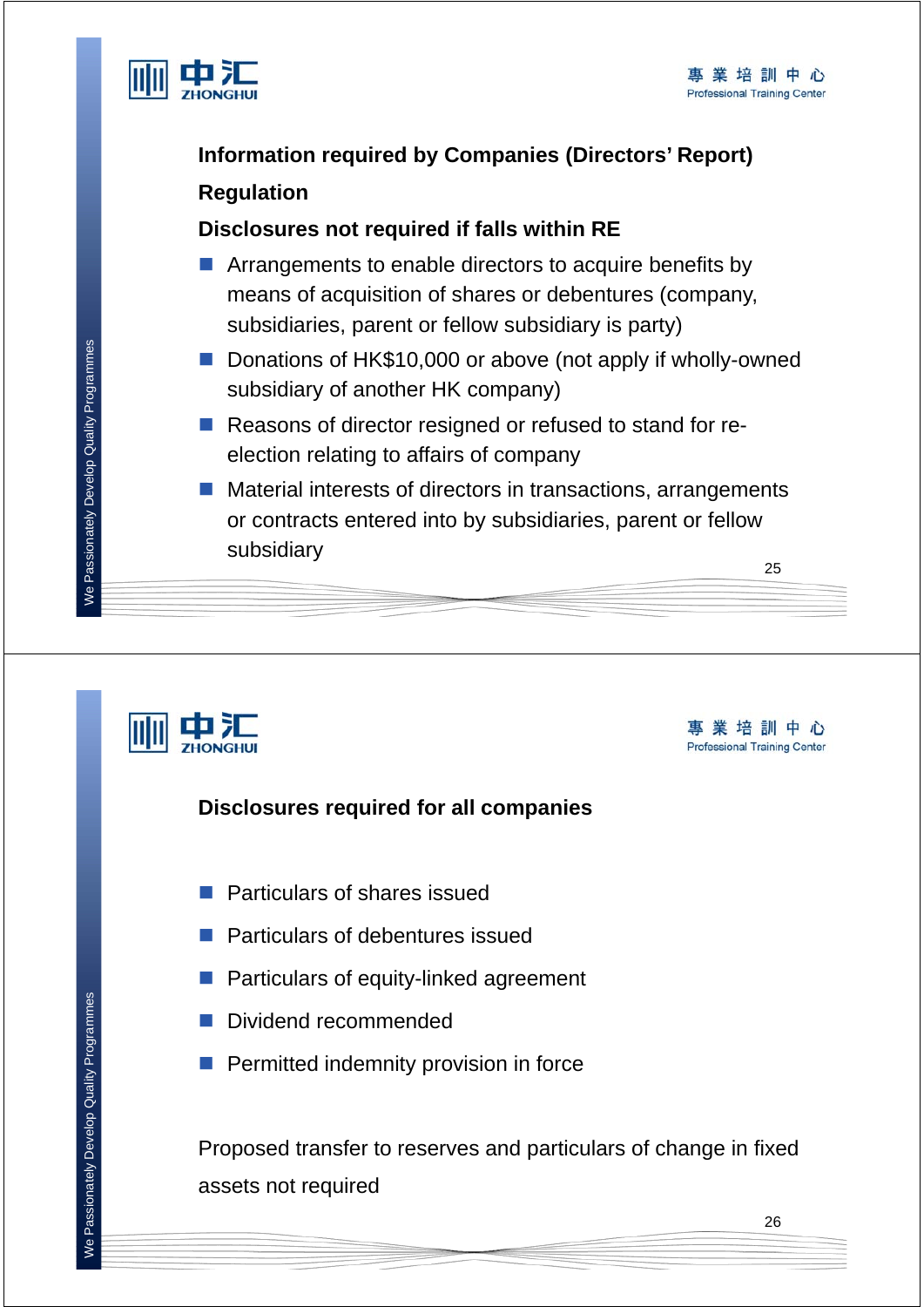## Information required by Companies (Directors' Report) Regulation

### Disclosures not required if falls within RE

- Arrangements to enable directors to acquire benefits by means of acquisition of shares or debentures (company, subsidiaries, parent or fellow subsidiary is party)
- Donations of HK$10,000 or above (not apply if wholly-owned subsidiary of another HK company)
- Reasons of director resigned or refused to stand for re-election relating to affairs of company
- Material interests of directors in transactions, arrangements or contracts entered into by subsidiaries, parent or fellow subsidiary

## Disclosures required for all companies

- Particulars of shares issued
- Particulars of debentures issued
- Particulars of equity-linked agreement
- Dividend recommended
- Permitted indemnity provision in force

Proposed transfer to reserves and particulars of change in fixed assets not required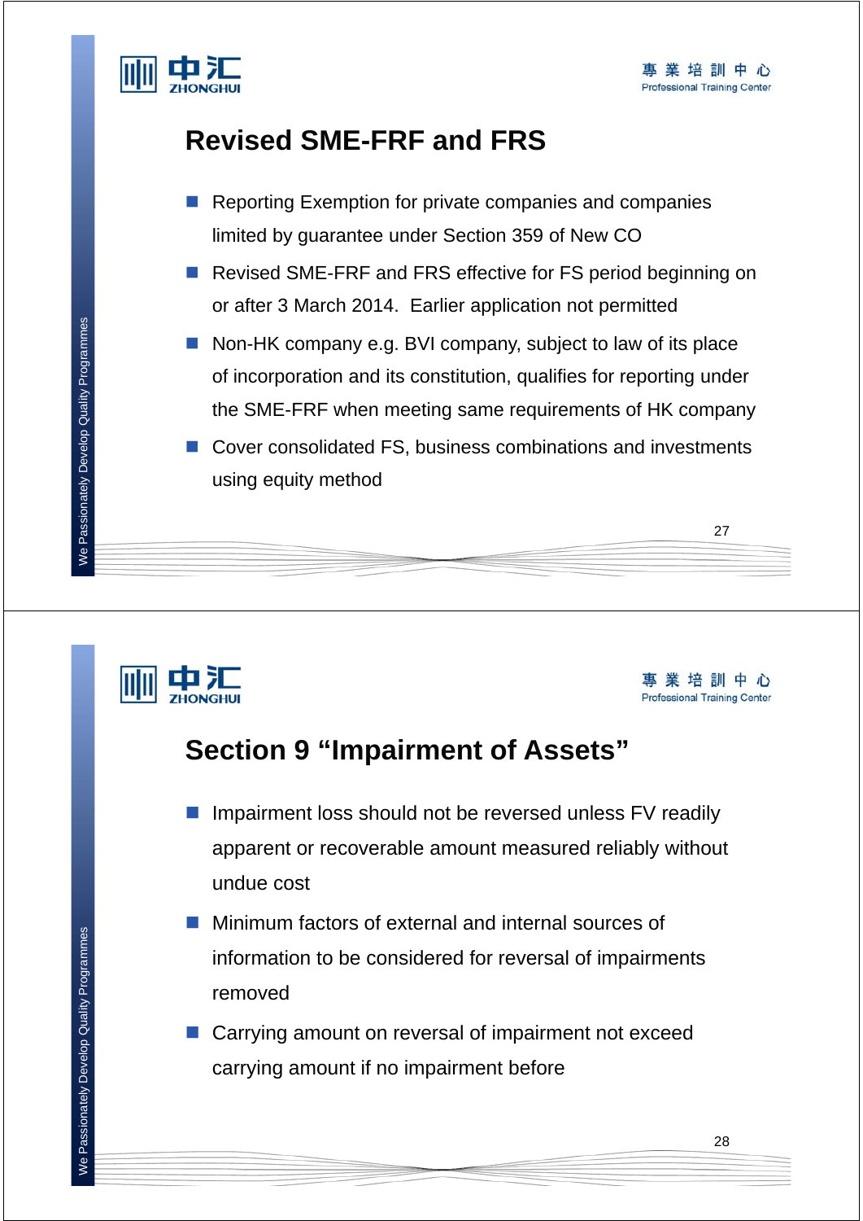## Revised SME-FRF and FRS

- Reporting Exemption for private companies and companies limited by guarantee under Section 359 of New CO
- Revised SME-FRF and FRS effective for FS period beginning on or after 3 March 2014. Earlier application not permitted
- Non-HK company e.g. BVI company, subject to law of its place of incorporation and its constitution, qualifies for reporting under the SME-FRF when meeting same requirements of HK company
- Cover consolidated FS, business combinations and investments using equity method

## Section 9 "Impairment of Assets"

- Impairment loss should not be reversed unless FV readily apparent or recoverable amount measured reliably without undue cost
- Minimum factors of external and internal sources of information to be considered for reversal of impairments removed
- Carrying amount on reversal of impairment not exceed carrying amount if no impairment before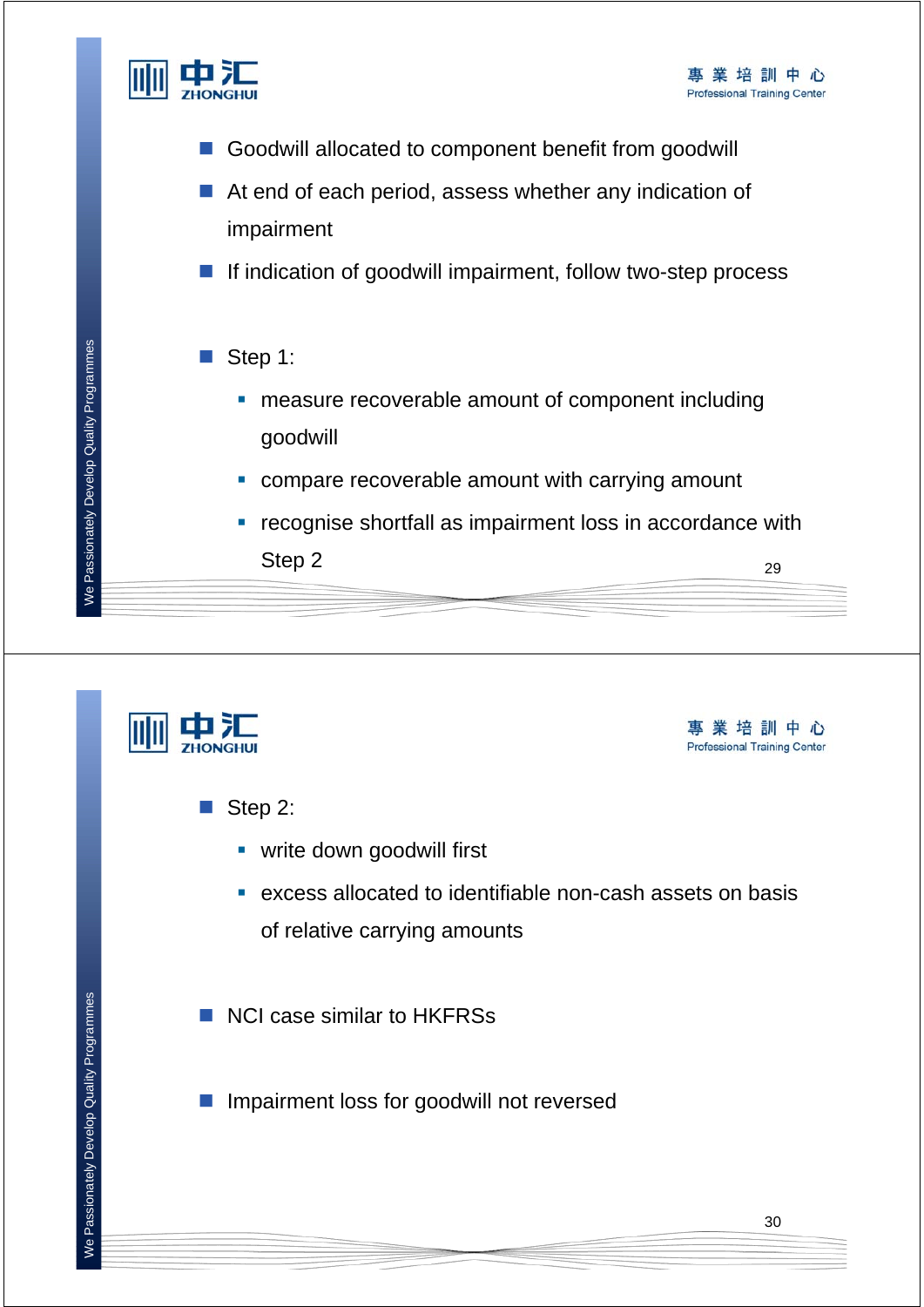- Goodwill allocated to component benefit from goodwill
- At end of each period, assess whether any indication of impairment
- If indication of goodwill impairment, follow two-step process

- Step 1:
  - measure recoverable amount of component including goodwill
  - compare recoverable amount with carrying amount
  - recognise shortfall as impairment loss in accordance with Step 2

- Step 2:
  - write down goodwill first
  - excess allocated to identifiable non-cash assets on basis of relative carrying amounts

- NCI case similar to HKFRSs

- Impairment loss for goodwill not reversed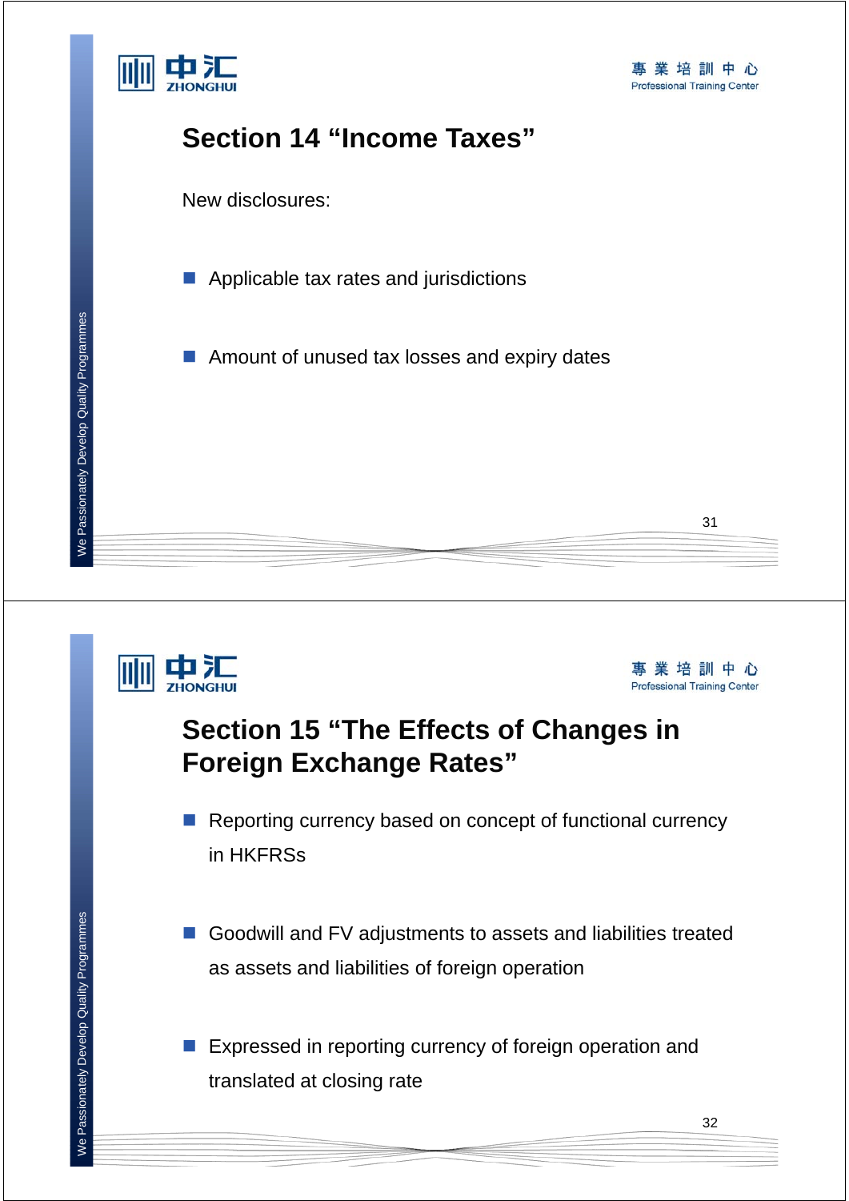## Section 14 "Income Taxes"

New disclosures:

- Applicable tax rates and jurisdictions
- Amount of unused tax losses and expiry dates

## Section 15 "The Effects of Changes in Foreign Exchange Rates"

- Reporting currency based on concept of functional currency in HKFRSs
- Goodwill and FV adjustments to assets and liabilities treated as assets and liabilities of foreign operation
- Expressed in reporting currency of foreign operation and translated at closing rate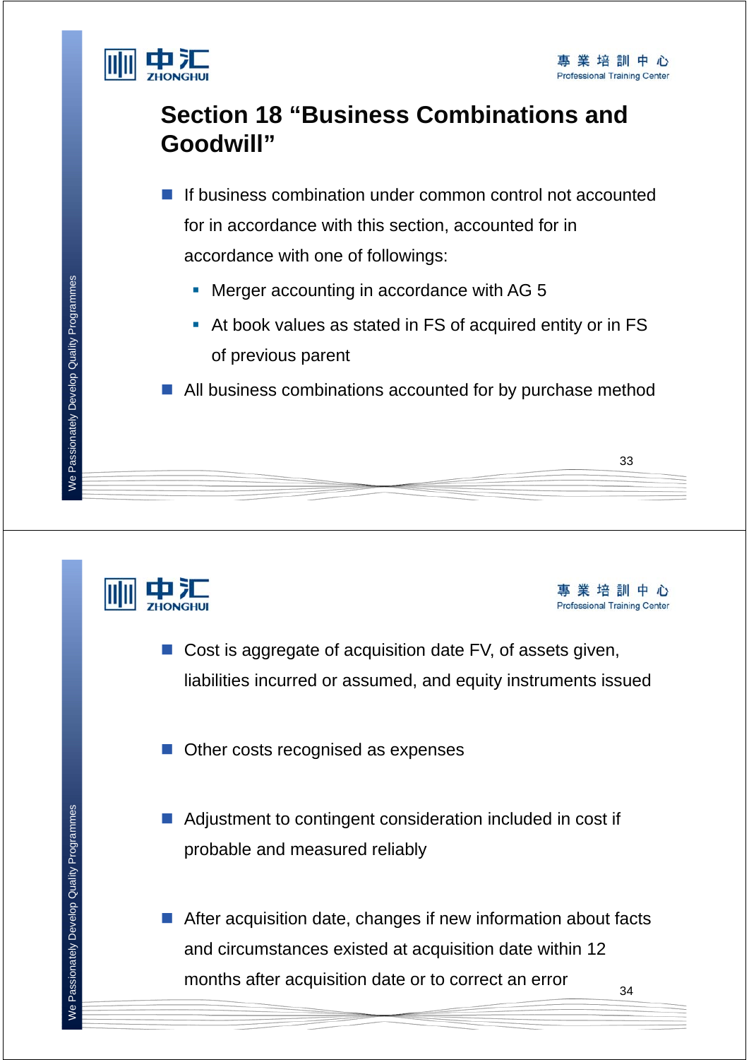## Section 18 “Business Combinations and Goodwill”

- If business combination under common control not accounted for in accordance with this section, accounted for in accordance with one of followings:
  - Merger accounting in accordance with AG 5
  - At book values as stated in FS of acquired entity or in FS of previous parent
- All business combinations accounted for by purchase method

---

- Cost is aggregate of acquisition date FV, of assets given, liabilities incurred or assumed, and equity instruments issued
- Other costs recognised as expenses
- Adjustment to contingent consideration included in cost if probable and measured reliably
- After acquisition date, changes if new information about facts and circumstances existed at acquisition date within 12 months after acquisition date or to correct an error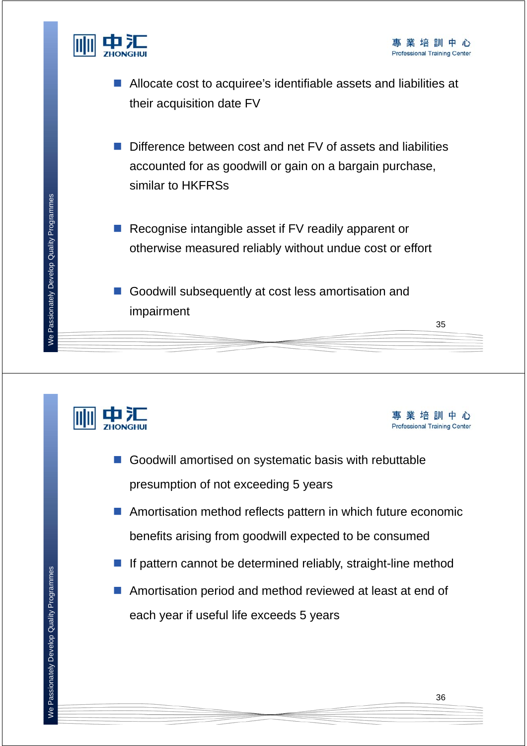- Allocate cost to acquiree's identifiable assets and liabilities at their acquisition date FV

- Difference between cost and net FV of assets and liabilities accounted for as goodwill or gain on a bargain purchase, similar to HKFRSs

- Recognise intangible asset if FV readily apparent or otherwise measured reliably without undue cost or effort

- Goodwill subsequently at cost less amortisation and impairment

---

- Goodwill amortised on systematic basis with rebuttable presumption of not exceeding 5 years
- Amortisation method reflects pattern in which future economic benefits arising from goodwill expected to be consumed
- If pattern cannot be determined reliably, straight-line method
- Amortisation period and method reviewed at least at end of each year if useful life exceeds 5 years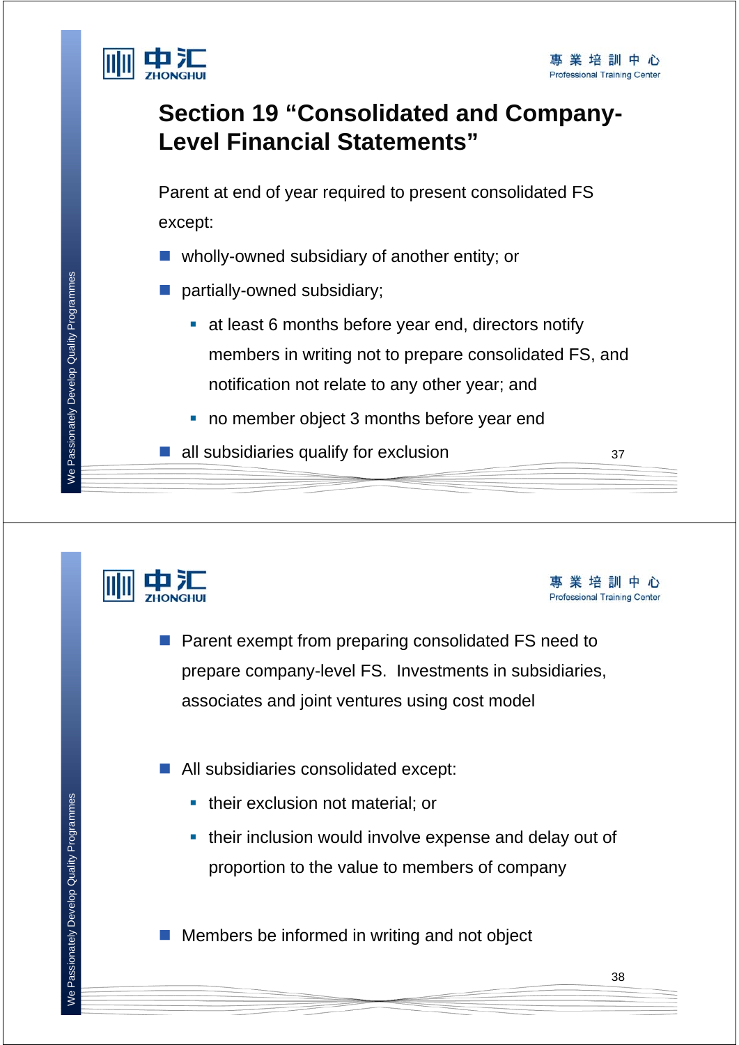# Section 19 "Consolidated and Company-Level Financial Statements"

Parent at end of year required to present consolidated FS except:

- wholly-owned subsidiary of another entity; or
- partially-owned subsidiary;
  - at least 6 months before year end, directors notify members in writing not to prepare consolidated FS, and notification not relate to any other year; and
  - no member object 3 months before year end
- all subsidiaries qualify for exclusion

---

- Parent exempt from preparing consolidated FS need to prepare company-level FS. Investments in subsidiaries, associates and joint ventures using cost model

- All subsidiaries consolidated except:
  - their exclusion not material; or
  - their inclusion would involve expense and delay out of proportion to the value to members of company

- Members be informed in writing and not object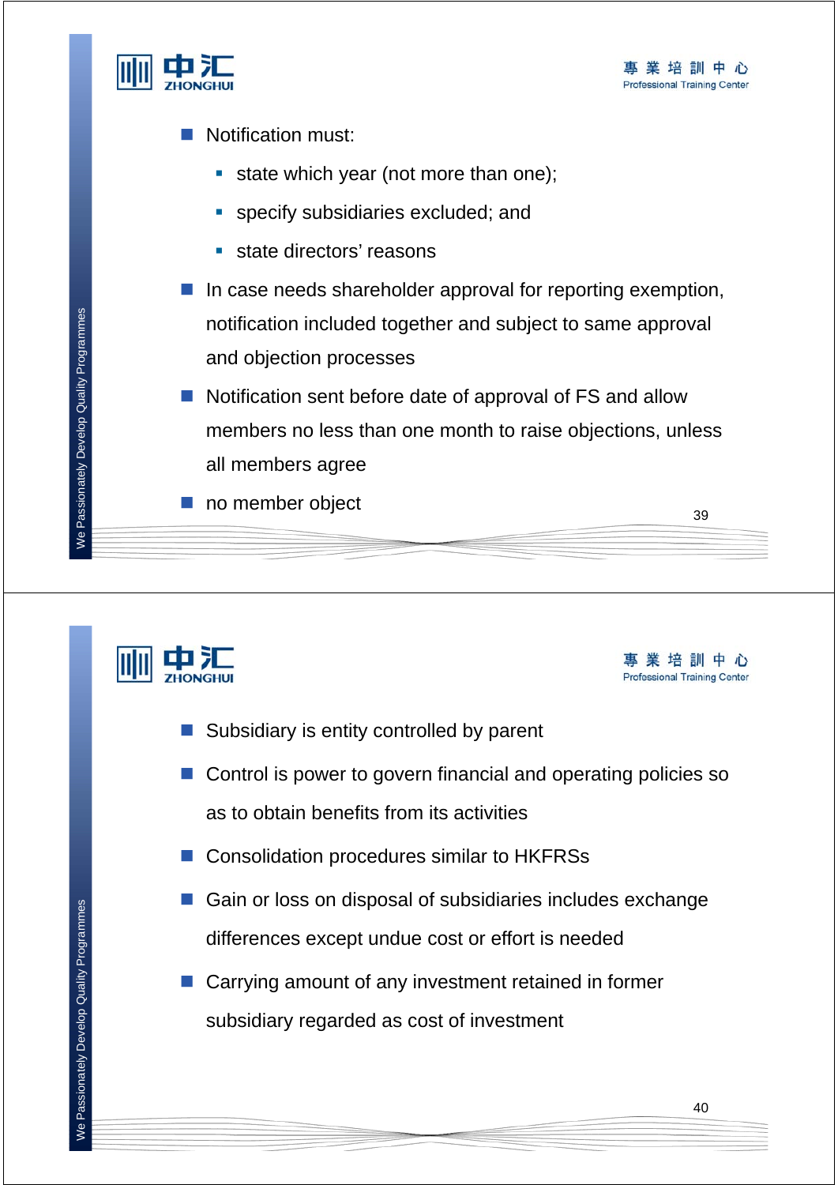- Notification must:
  - state which year (not more than one);
  - specify subsidiaries excluded; and
  - state directors' reasons
- In case needs shareholder approval for reporting exemption, notification included together and subject to same approval and objection processes
- Notification sent before date of approval of FS and allow members no less than one month to raise objections, unless all members agree
- no member object

---

- Subsidiary is entity controlled by parent
- Control is power to govern financial and operating policies so as to obtain benefits from its activities
- Consolidation procedures similar to HKFRSs
- Gain or loss on disposal of subsidiaries includes exchange differences except undue cost or effort is needed
- Carrying amount of any investment retained in former subsidiary regarded as cost of investment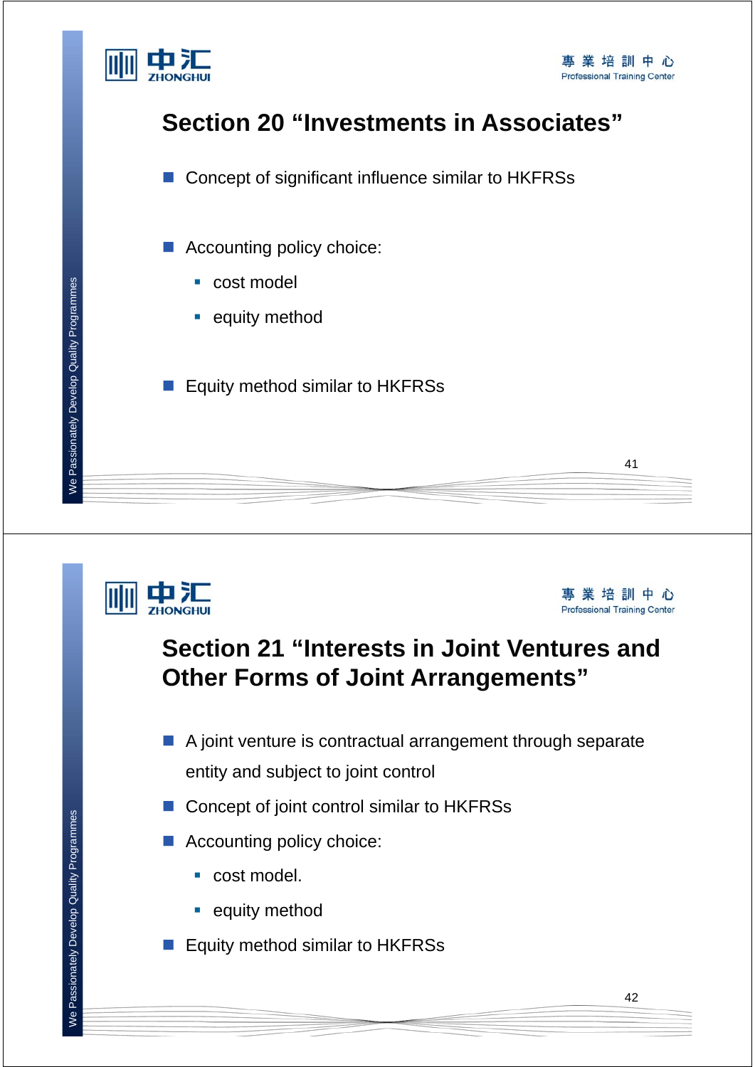## Section 20 “Investments in Associates”

- Concept of significant influence similar to HKFRSs
- Accounting policy choice:
  - cost model
  - equity method
- Equity method similar to HKFRSs

## Section 21 “Interests in Joint Ventures and Other Forms of Joint Arrangements”

- A joint venture is contractual arrangement through separate entity and subject to joint control
- Concept of joint control similar to HKFRSs
- Accounting policy choice:
  - cost model.
  - equity method
- Equity method similar to HKFRSs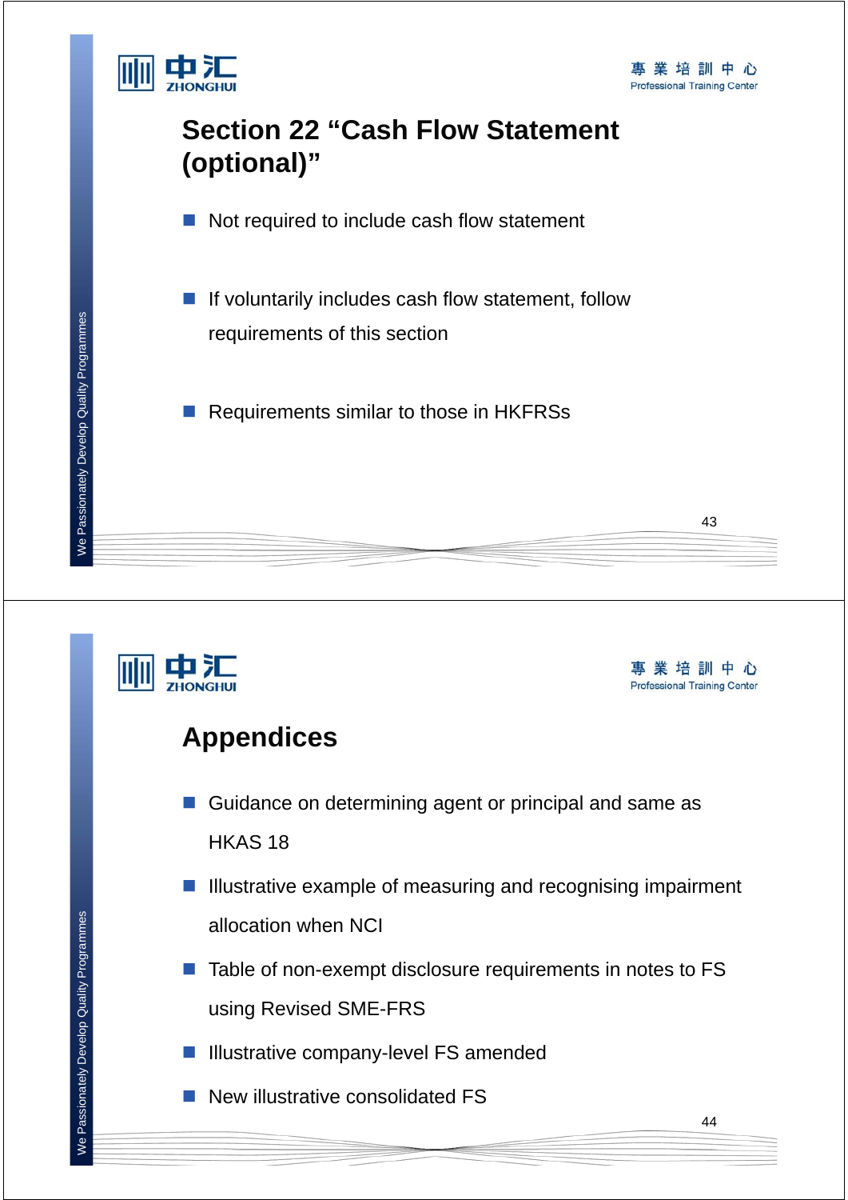## Section 22 "Cash Flow Statement (optional)"

- Not required to include cash flow statement
- If voluntarily includes cash flow statement, follow requirements of this section
- Requirements similar to those in HKFRSs

## Appendices

- Guidance on determining agent or principal and same as HKAS 18
- Illustrative example of measuring and recognising impairment allocation when NCI
- Table of non-exempt disclosure requirements in notes to FS using Revised SME-FRS
- Illustrative company-level FS amended
- New illustrative consolidated FS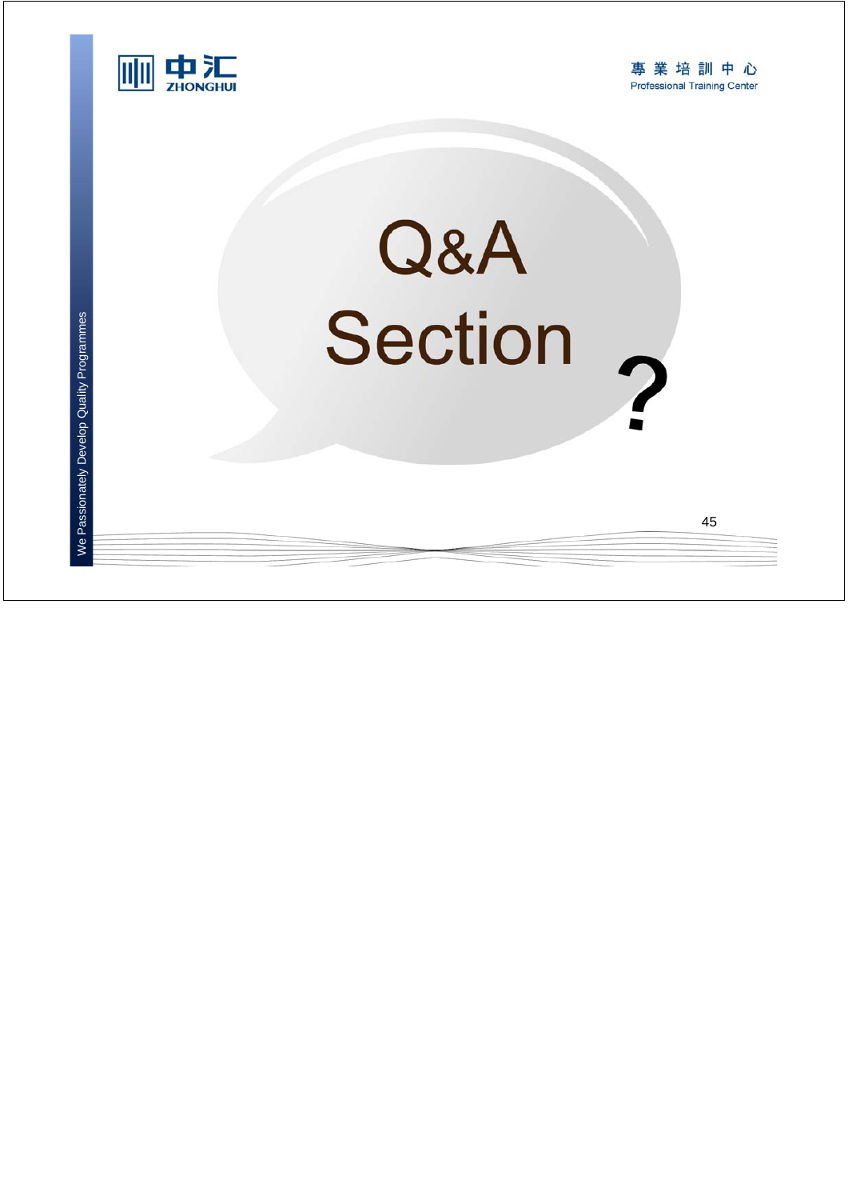# Q&A Section

?